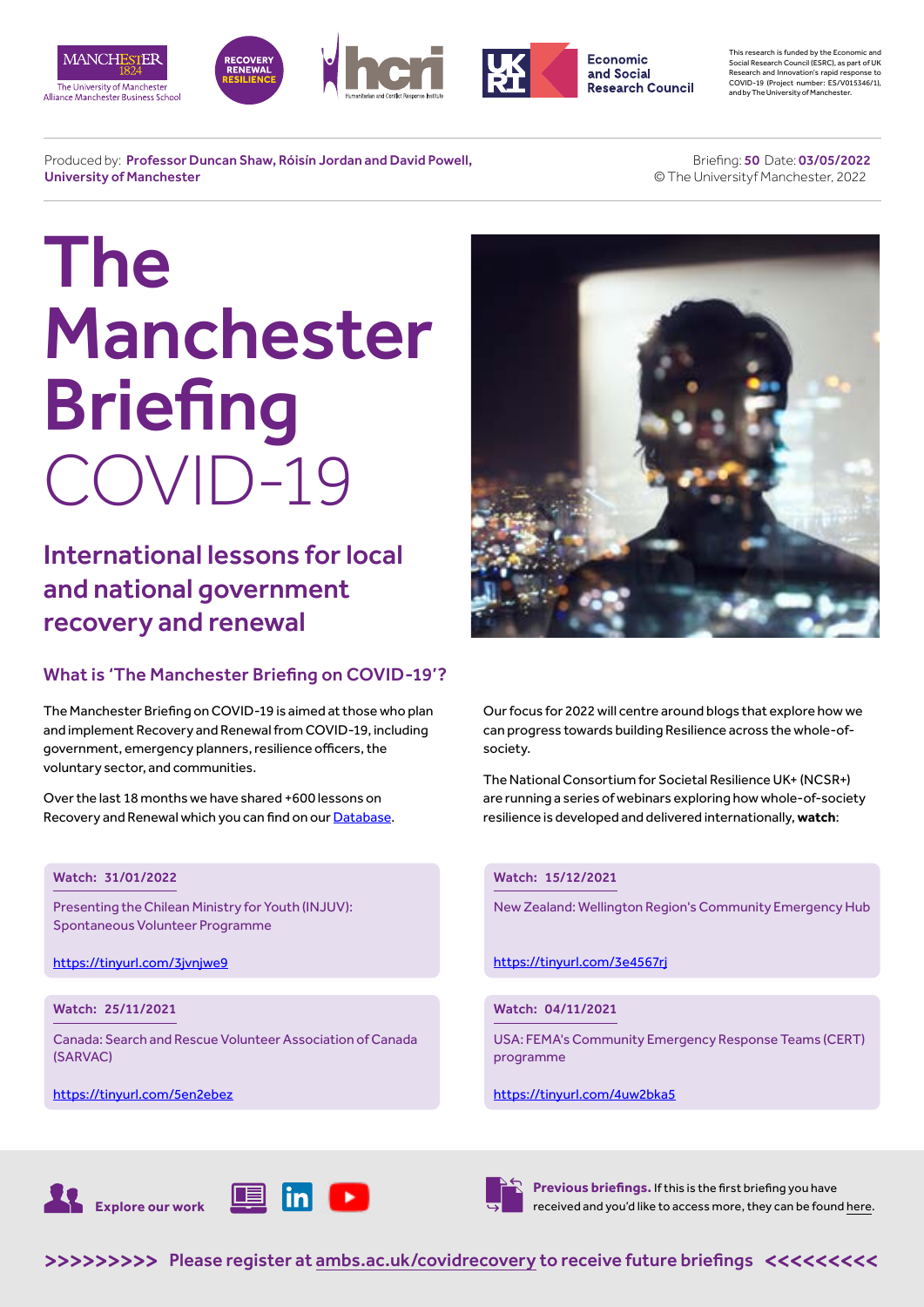This research is funded by the Economic and Social Research Council (ESRC), as part of UK Research and Innovation's rapid response to COVID-19 (Project number: ES/V015346/1), and by The University of Manchester.

Produced by: **Professor Duncan Shaw, Róisín Jordan and David Powell, University of Manchester**

Briefing: **50** Date: **03/05/2022**
© The Universityf Manchester, 2022

# The Manchester Briefing COVID-19

## International lessons for local and national government recovery and renewal

### What is 'The Manchester Briefing on COVID-19'?

The Manchester Briefing on COVID-19 is aimed at those who plan and implement Recovery and Renewal from COVID-19, including government, emergency planners, resilience officers, the voluntary sector, and communities.

Over the last 18 months we have shared +600 lessons on Recovery and Renewal which you can find on our Database.

Our focus for 2022 will centre around blogs that explore how we can progress towards building Resilience across the whole-of-society.

The National Consortium for Societal Resilience UK+ (NCSR+) are running a series of webinars exploring how whole-of-society resilience is developed and delivered internationally, **watch**:

**Watch: 31/01/2022**

Presenting the Chilean Ministry for Youth (INJUV): Spontaneous Volunteer Programme

https://tinyurl.com/3jvnjwe9

**Watch: 15/12/2021**

New Zealand: Wellington Region's Community Emergency Hub

https://tinyurl.com/3e4567rj

**Watch: 25/11/2021**

Canada: Search and Rescue Volunteer Association of Canada (SARVAC)

https://tinyurl.com/5en2ebez

**Watch: 04/11/2021**

USA: FEMA's Community Emergency Response Teams (CERT) programme

https://tinyurl.com/4uw2bka5

**Explore our work**

**Previous briefings.** If this is the first briefing you have received and you'd like to access more, they can be found here.

**>>>>>>>>> Please register at ambs.ac.uk/covidrecovery to receive future briefings <<<<<<<<<**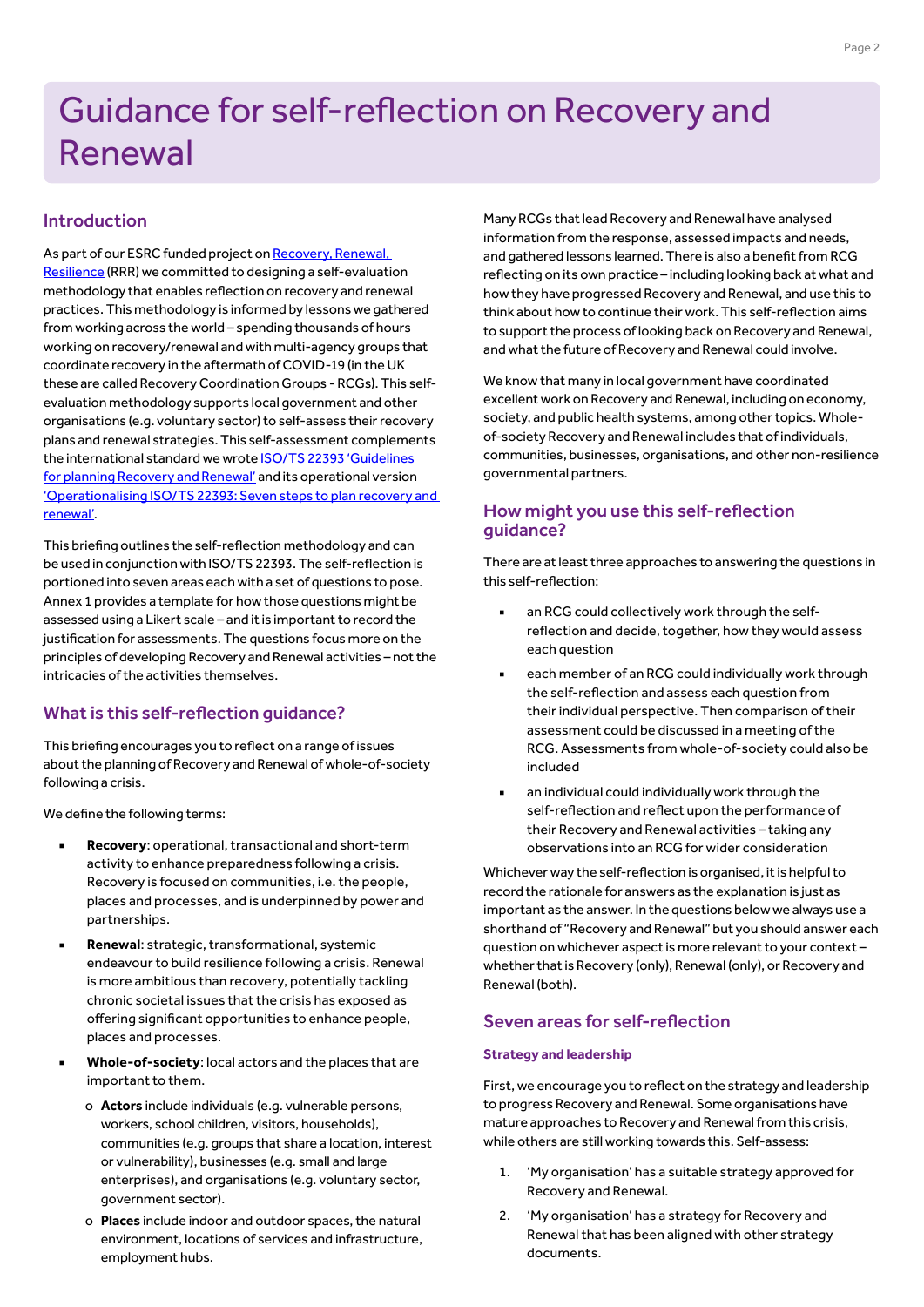# Guidance for self-reflection on Recovery and Renewal

## Introduction

As part of our ESRC funded project on [Recovery, Renewal, Resilience](#) (RRR) we committed to designing a self-evaluation methodology that enables reflection on recovery and renewal practices. This methodology is informed by lessons we gathered from working across the world – spending thousands of hours working on recovery/renewal and with multi-agency groups that coordinate recovery in the aftermath of COVID-19 (in the UK these are called Recovery Coordination Groups - RCGs). This self-evaluation methodology supports local government and other organisations (e.g. voluntary sector) to self-assess their recovery plans and renewal strategies. This self-assessment complements the international standard we wrote [ISO/TS 22393 'Guidelines for planning Recovery and Renewal'](#) and its operational version ['Operationalising ISO/TS 22393: Seven steps to plan recovery and renewal'](#).

This briefing outlines the self-reflection methodology and can be used in conjunction with ISO/TS 22393. The self-reflection is portioned into seven areas each with a set of questions to pose. Annex 1 provides a template for how those questions might be assessed using a Likert scale – and it is important to record the justification for assessments. The questions focus more on the principles of developing Recovery and Renewal activities – not the intricacies of the activities themselves.

## What is this self-reflection guidance?

This briefing encourages you to reflect on a range of issues about the planning of Recovery and Renewal of whole-of-society following a crisis.

We define the following terms:

- **Recovery**: operational, transactional and short-term activity to enhance preparedness following a crisis. Recovery is focused on communities, i.e. the people, places and processes, and is underpinned by power and partnerships.
- **Renewal**: strategic, transformational, systemic endeavour to build resilience following a crisis. Renewal is more ambitious than recovery, potentially tackling chronic societal issues that the crisis has exposed as offering significant opportunities to enhance people, places and processes.
- **Whole-of-society**: local actors and the places that are important to them.
    - **Actors** include individuals (e.g. vulnerable persons, workers, school children, visitors, households), communities (e.g. groups that share a location, interest or vulnerability), businesses (e.g. small and large enterprises), and organisations (e.g. voluntary sector, government sector).
    - **Places** include indoor and outdoor spaces, the natural environment, locations of services and infrastructure, employment hubs.

Many RCGs that lead Recovery and Renewal have analysed information from the response, assessed impacts and needs, and gathered lessons learned. There is also a benefit from RCG reflecting on its own practice – including looking back at what and how they have progressed Recovery and Renewal, and use this to think about how to continue their work. This self-reflection aims to support the process of looking back on Recovery and Renewal, and what the future of Recovery and Renewal could involve.

We know that many in local government have coordinated excellent work on Recovery and Renewal, including on economy, society, and public health systems, among other topics. Whole-of-society Recovery and Renewal includes that of individuals, communities, businesses, organisations, and other non-resilience governmental partners.

## How might you use this self-reflection guidance?

There are at least three approaches to answering the questions in this self-reflection:

- an RCG could collectively work through the self-reflection and decide, together, how they would assess each question
- each member of an RCG could individually work through the self-reflection and assess each question from their individual perspective. Then comparison of their assessment could be discussed in a meeting of the RCG. Assessments from whole-of-society could also be included
- an individual could individually work through the self-reflection and reflect upon the performance of their Recovery and Renewal activities – taking any observations into an RCG for wider consideration

Whichever way the self-reflection is organised, it is helpful to record the rationale for answers as the explanation is just as important as the answer. In the questions below we always use a shorthand of "Recovery and Renewal" but you should answer each question on whichever aspect is more relevant to your context – whether that is Recovery (only), Renewal (only), or Recovery and Renewal (both).

## Seven areas for self-reflection

### Strategy and leadership

First, we encourage you to reflect on the strategy and leadership to progress Recovery and Renewal. Some organisations have mature approaches to Recovery and Renewal from this crisis, while others are still working towards this. Self-assess:

1. 'My organisation' has a suitable strategy approved for Recovery and Renewal.
2. 'My organisation' has a strategy for Recovery and Renewal that has been aligned with other strategy documents.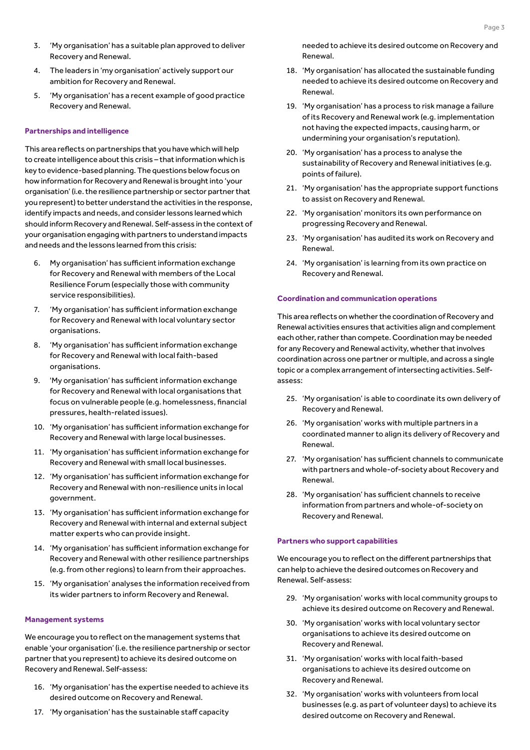3. 'My organisation' has a suitable plan approved to deliver Recovery and Renewal.
4. The leaders in 'my organisation' actively support our ambition for Recovery and Renewal.
5. 'My organisation' has a recent example of good practice Recovery and Renewal.

### Partnerships and intelligence

This area reflects on partnerships that you have which will help to create intelligence about this crisis – that information which is key to evidence-based planning. The questions below focus on how information for Recovery and Renewal is brought into 'your organisation' (i.e. the resilience partnership or sector partner that you represent) to better understand the activities in the response, identify impacts and needs, and consider lessons learned which should inform Recovery and Renewal. Self-assess in the context of your organisation engaging with partners to understand impacts and needs and the lessons learned from this crisis:

6. My organisation' has sufficient information exchange for Recovery and Renewal with members of the Local Resilience Forum (especially those with community service responsibilities).
7. 'My organisation' has sufficient information exchange for Recovery and Renewal with local voluntary sector organisations.
8. 'My organisation' has sufficient information exchange for Recovery and Renewal with local faith-based organisations.
9. 'My organisation' has sufficient information exchange for Recovery and Renewal with local organisations that focus on vulnerable people (e.g. homelessness, financial pressures, health-related issues).
10. 'My organisation' has sufficient information exchange for Recovery and Renewal with large local businesses.
11. 'My organisation' has sufficient information exchange for Recovery and Renewal with small local businesses.
12. 'My organisation' has sufficient information exchange for Recovery and Renewal with non-resilience units in local government.
13. 'My organisation' has sufficient information exchange for Recovery and Renewal with internal and external subject matter experts who can provide insight.
14. 'My organisation' has sufficient information exchange for Recovery and Renewal with other resilience partnerships (e.g. from other regions) to learn from their approaches.
15. 'My organisation' analyses the information received from its wider partners to inform Recovery and Renewal.

### Management systems

We encourage you to reflect on the management systems that enable 'your organisation' (i.e. the resilience partnership or sector partner that you represent) to achieve its desired outcome on Recovery and Renewal. Self-assess:

16. 'My organisation' has the expertise needed to achieve its desired outcome on Recovery and Renewal.
17. 'My organisation' has the sustainable staff capacity needed to achieve its desired outcome on Recovery and Renewal.
18. 'My organisation' has allocated the sustainable funding needed to achieve its desired outcome on Recovery and Renewal.
19. 'My organisation' has a process to risk manage a failure of its Recovery and Renewal work (e.g. implementation not having the expected impacts, causing harm, or undermining your organisation's reputation).
20. 'My organisation' has a process to analyse the sustainability of Recovery and Renewal initiatives (e.g. points of failure).
21. 'My organisation' has the appropriate support functions to assist on Recovery and Renewal.
22. 'My organisation' monitors its own performance on progressing Recovery and Renewal.
23. 'My organisation' has audited its work on Recovery and Renewal.
24. 'My organisation' is learning from its own practice on Recovery and Renewal.

### Coordination and communication operations

This area reflects on whether the coordination of Recovery and Renewal activities ensures that activities align and complement each other, rather than compete. Coordination may be needed for any Recovery and Renewal activity, whether that involves coordination across one partner or multiple, and across a single topic or a complex arrangement of intersecting activities. Self-assess:

25. 'My organisation' is able to coordinate its own delivery of Recovery and Renewal.
26. 'My organisation' works with multiple partners in a coordinated manner to align its delivery of Recovery and Renewal.
27. 'My organisation' has sufficient channels to communicate with partners and whole-of-society about Recovery and Renewal.
28. 'My organisation' has sufficient channels to receive information from partners and whole-of-society on Recovery and Renewal.

### Partners who support capabilities

We encourage you to reflect on the different partnerships that can help to achieve the desired outcomes on Recovery and Renewal. Self-assess:

29. 'My organisation' works with local community groups to achieve its desired outcome on Recovery and Renewal.
30. 'My organisation' works with local voluntary sector organisations to achieve its desired outcome on Recovery and Renewal.
31. 'My organisation' works with local faith-based organisations to achieve its desired outcome on Recovery and Renewal.
32. 'My organisation' works with volunteers from local businesses (e.g. as part of volunteer days) to achieve its desired outcome on Recovery and Renewal.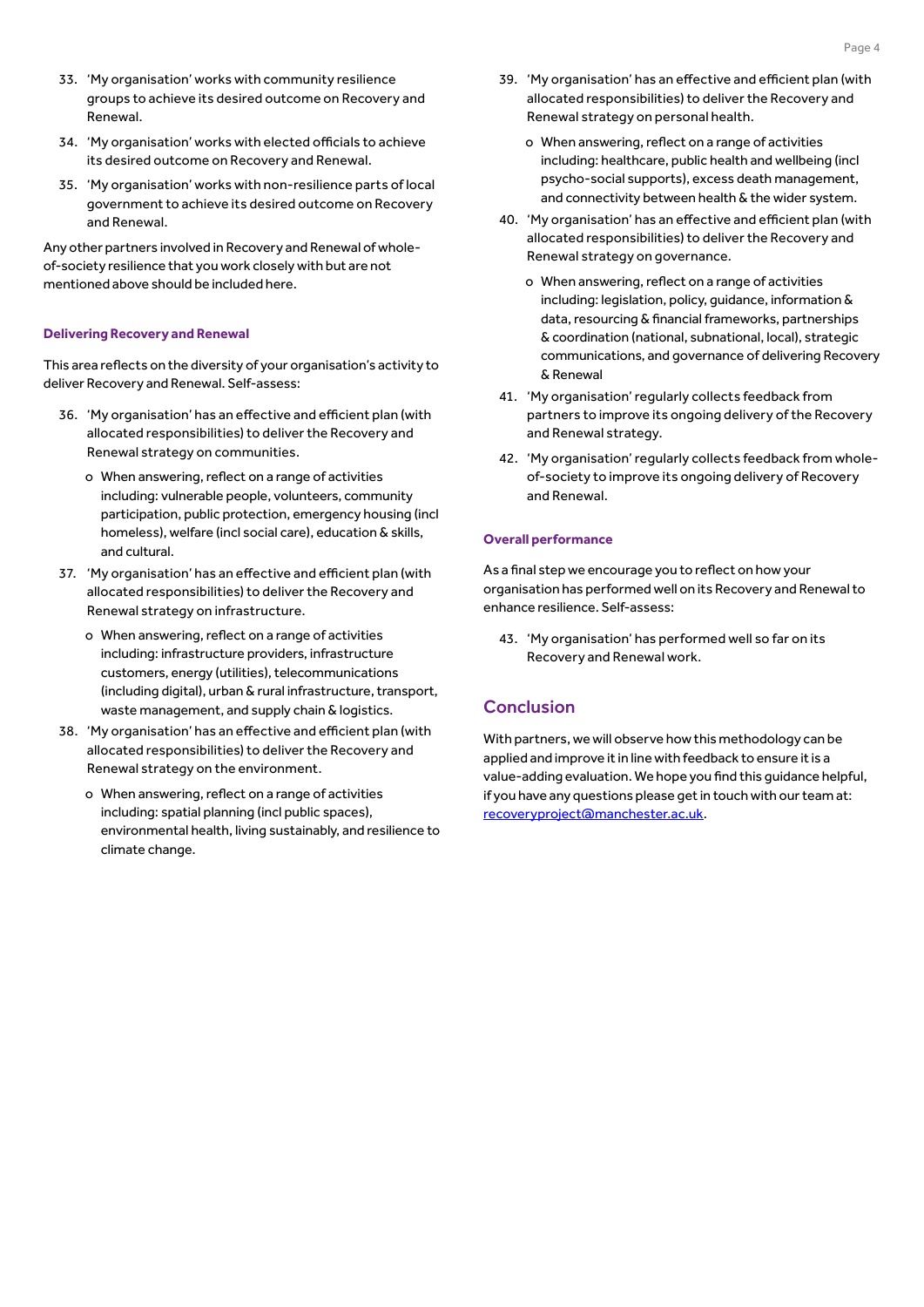33. 'My organisation' works with community resilience groups to achieve its desired outcome on Recovery and Renewal.
34. 'My organisation' works with elected officials to achieve its desired outcome on Recovery and Renewal.
35. 'My organisation' works with non-resilience parts of local government to achieve its desired outcome on Recovery and Renewal.

Any other partners involved in Recovery and Renewal of whole-of-society resilience that you work closely with but are not mentioned above should be included here.

### Delivering Recovery and Renewal

This area reflects on the diversity of your organisation's activity to deliver Recovery and Renewal. Self-assess:

36. 'My organisation' has an effective and efficient plan (with allocated responsibilities) to deliver the Recovery and Renewal strategy on communities.
    - When answering, reflect on a range of activities including: vulnerable people, volunteers, community participation, public protection, emergency housing (incl homeless), welfare (incl social care), education & skills, and cultural.
37. 'My organisation' has an effective and efficient plan (with allocated responsibilities) to deliver the Recovery and Renewal strategy on infrastructure.
    - When answering, reflect on a range of activities including: infrastructure providers, infrastructure customers, energy (utilities), telecommunications (including digital), urban & rural infrastructure, transport, waste management, and supply chain & logistics.
38. 'My organisation' has an effective and efficient plan (with allocated responsibilities) to deliver the Recovery and Renewal strategy on the environment.
    - When answering, reflect on a range of activities including: spatial planning (incl public spaces), environmental health, living sustainably, and resilience to climate change.
39. 'My organisation' has an effective and efficient plan (with allocated responsibilities) to deliver the Recovery and Renewal strategy on personal health.
    - When answering, reflect on a range of activities including: healthcare, public health and wellbeing (incl psycho-social supports), excess death management, and connectivity between health & the wider system.
40. 'My organisation' has an effective and efficient plan (with allocated responsibilities) to deliver the Recovery and Renewal strategy on governance.
    - When answering, reflect on a range of activities including: legislation, policy, guidance, information & data, resourcing & financial frameworks, partnerships & coordination (national, subnational, local), strategic communications, and governance of delivering Recovery & Renewal
41. 'My organisation' regularly collects feedback from partners to improve its ongoing delivery of the Recovery and Renewal strategy.
42. 'My organisation' regularly collects feedback from whole-of-society to improve its ongoing delivery of Recovery and Renewal.

### Overall performance

As a final step we encourage you to reflect on how your organisation has performed well on its Recovery and Renewal to enhance resilience. Self-assess:

43. 'My organisation' has performed well so far on its Recovery and Renewal work.

## Conclusion

With partners, we will observe how this methodology can be applied and improve it in line with feedback to ensure it is a value-adding evaluation. We hope you find this guidance helpful, if you have any questions please get in touch with our team at: recoveryproject@manchester.ac.uk.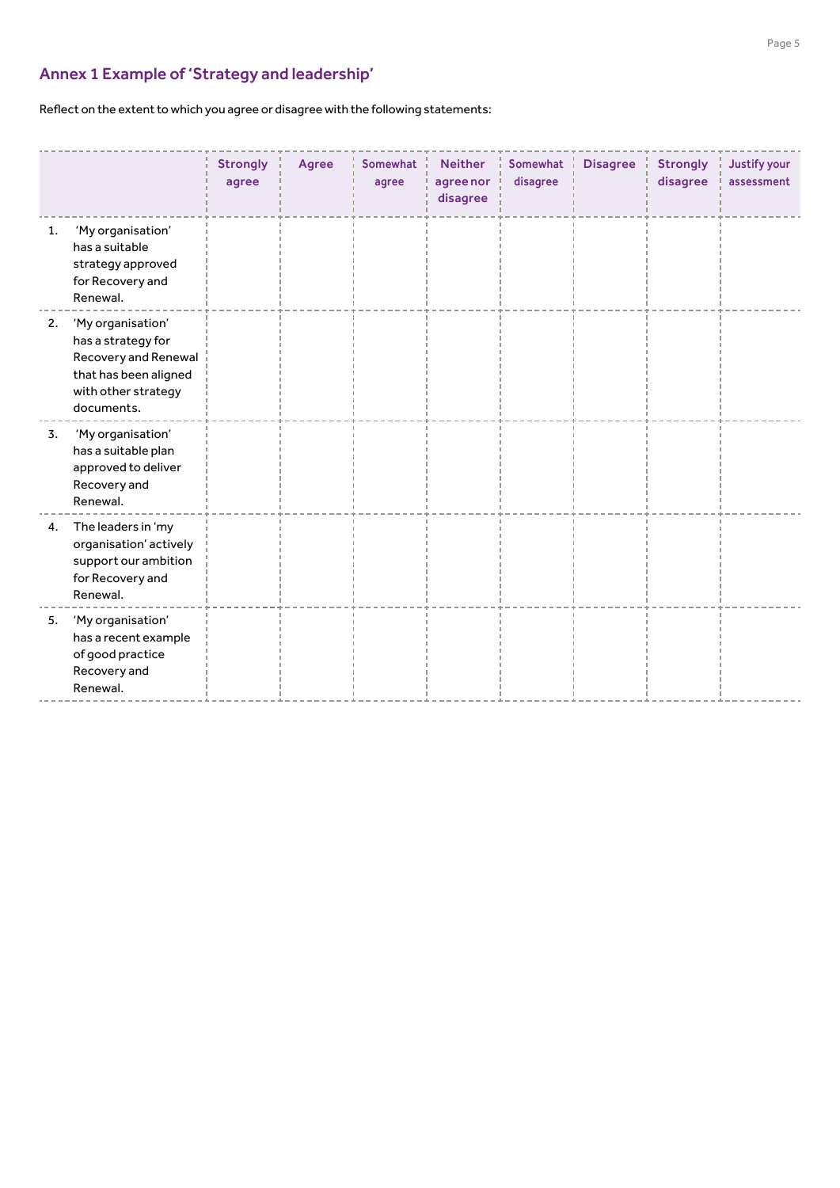## Annex 1 Example of 'Strategy and leadership'

Reflect on the extent to which you agree or disagree with the following statements:

| | Strongly agree | Agree | Somewhat agree | Neither agree nor disagree | Somewhat disagree | Disagree | Strongly disagree | Justify your assessment |
|---|---|---|---|---|---|---|---|---|
| 1. 'My organisation' has a suitable strategy approved for Recovery and Renewal. | | | | | | | | |
| 2. 'My organisation' has a strategy for Recovery and Renewal that has been aligned with other strategy documents. | | | | | | | | |
| 3. 'My organisation' has a suitable plan approved to deliver Recovery and Renewal. | | | | | | | | |
| 4. The leaders in 'my organisation' actively support our ambition for Recovery and Renewal. | | | | | | | | |
| 5. 'My organisation' has a recent example of good practice Recovery and Renewal. | | | | | | | | |